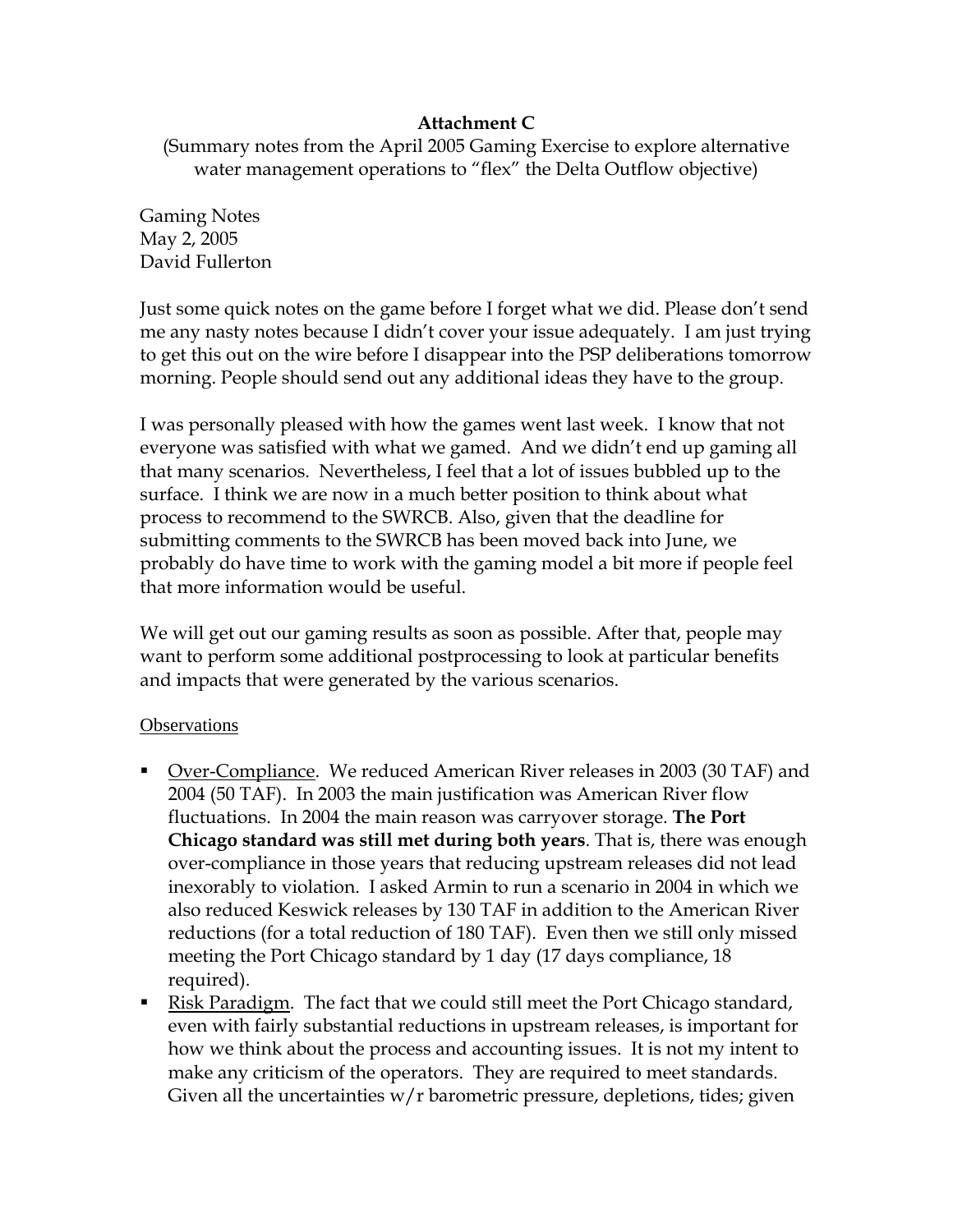**Attachment C**

(Summary notes from the April 2005 Gaming Exercise to explore alternative water management operations to "flex" the Delta Outflow objective)

Gaming Notes
May 2, 2005
David Fullerton

Just some quick notes on the game before I forget what we did. Please don't send me any nasty notes because I didn't cover your issue adequately. I am just trying to get this out on the wire before I disappear into the PSP deliberations tomorrow morning. People should send out any additional ideas they have to the group.

I was personally pleased with how the games went last week. I know that not everyone was satisfied with what we gamed. And we didn't end up gaming all that many scenarios. Nevertheless, I feel that a lot of issues bubbled up to the surface. I think we are now in a much better position to think about what process to recommend to the SWRCB. Also, given that the deadline for submitting comments to the SWRCB has been moved back into June, we probably do have time to work with the gaming model a bit more if people feel that more information would be useful.

We will get out our gaming results as soon as possible. After that, people may want to perform some additional postprocessing to look at particular benefits and impacts that were generated by the various scenarios.

Observations

- Over-Compliance. We reduced American River releases in 2003 (30 TAF) and 2004 (50 TAF). In 2003 the main justification was American River flow fluctuations. In 2004 the main reason was carryover storage. **The Port Chicago standard was still met during both years**. That is, there was enough over-compliance in those years that reducing upstream releases did not lead inexorably to violation. I asked Armin to run a scenario in 2004 in which we also reduced Keswick releases by 130 TAF in addition to the American River reductions (for a total reduction of 180 TAF). Even then we still only missed meeting the Port Chicago standard by 1 day (17 days compliance, 18 required).
- Risk Paradigm. The fact that we could still meet the Port Chicago standard, even with fairly substantial reductions in upstream releases, is important for how we think about the process and accounting issues. It is not my intent to make any criticism of the operators. They are required to meet standards. Given all the uncertainties w/r barometric pressure, depletions, tides; given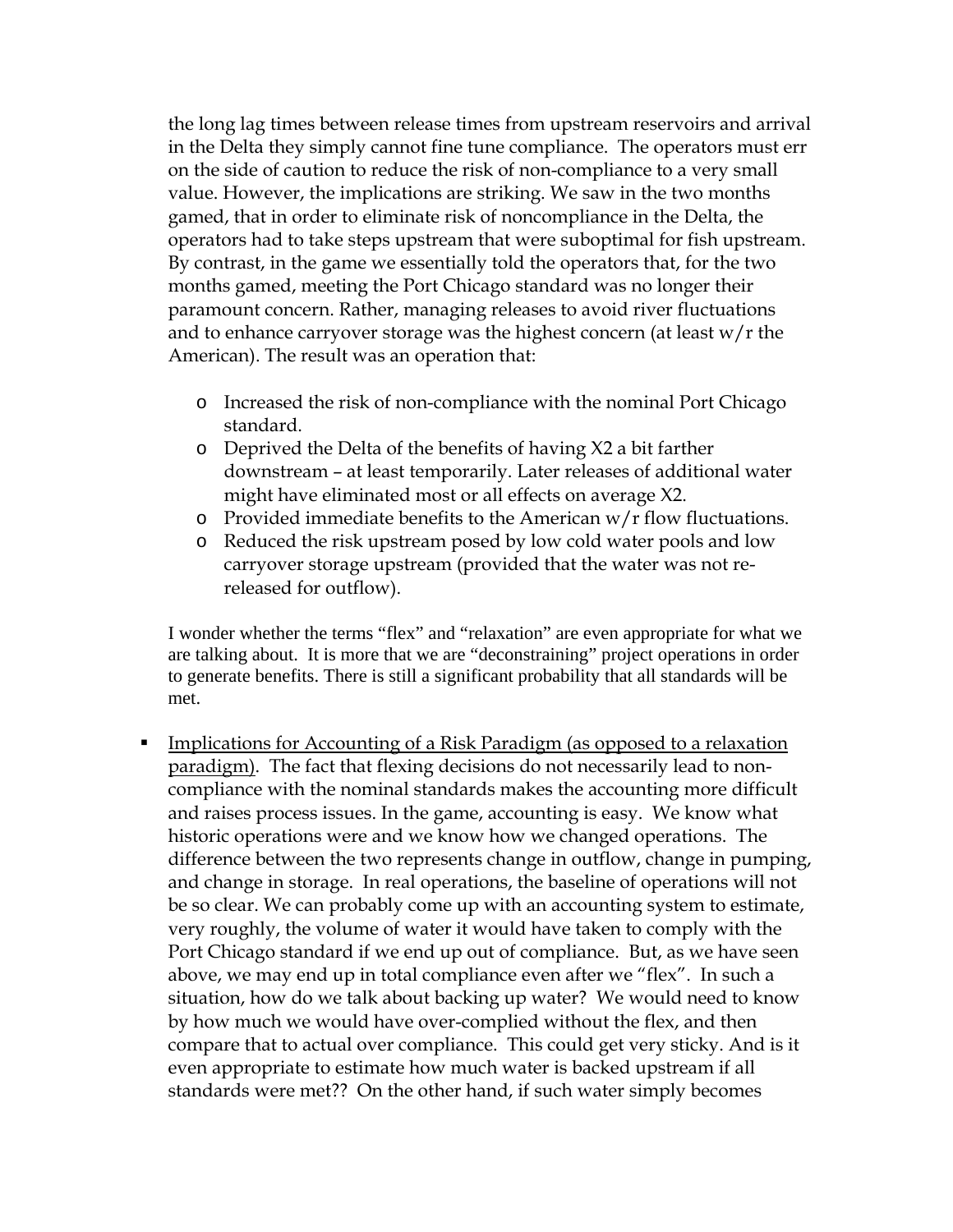the long lag times between release times from upstream reservoirs and arrival in the Delta they simply cannot fine tune compliance. The operators must err on the side of caution to reduce the risk of non-compliance to a very small value. However, the implications are striking. We saw in the two months gamed, that in order to eliminate risk of noncompliance in the Delta, the operators had to take steps upstream that were suboptimal for fish upstream. By contrast, in the game we essentially told the operators that, for the two months gamed, meeting the Port Chicago standard was no longer their paramount concern. Rather, managing releases to avoid river fluctuations and to enhance carryover storage was the highest concern (at least w/r the American). The result was an operation that:

- Increased the risk of non-compliance with the nominal Port Chicago standard.
- Deprived the Delta of the benefits of having X2 a bit farther downstream – at least temporarily. Later releases of additional water might have eliminated most or all effects on average X2.
- Provided immediate benefits to the American w/r flow fluctuations.
- Reduced the risk upstream posed by low cold water pools and low carryover storage upstream (provided that the water was not re-released for outflow).

I wonder whether the terms "flex" and "relaxation" are even appropriate for what we are talking about. It is more that we are "deconstraining" project operations in order to generate benefits. There is still a significant probability that all standards will be met.

- <u>Implications for Accounting of a Risk Paradigm (as opposed to a relaxation paradigm)</u>. The fact that flexing decisions do not necessarily lead to non-compliance with the nominal standards makes the accounting more difficult and raises process issues. In the game, accounting is easy. We know what historic operations were and we know how we changed operations. The difference between the two represents change in outflow, change in pumping, and change in storage. In real operations, the baseline of operations will not be so clear. We can probably come up with an accounting system to estimate, very roughly, the volume of water it would have taken to comply with the Port Chicago standard if we end up out of compliance. But, as we have seen above, we may end up in total compliance even after we "flex". In such a situation, how do we talk about backing up water? We would need to know by how much we would have over-complied without the flex, and then compare that to actual over compliance. This could get very sticky. And is it even appropriate to estimate how much water is backed upstream if all standards were met?? On the other hand, if such water simply becomes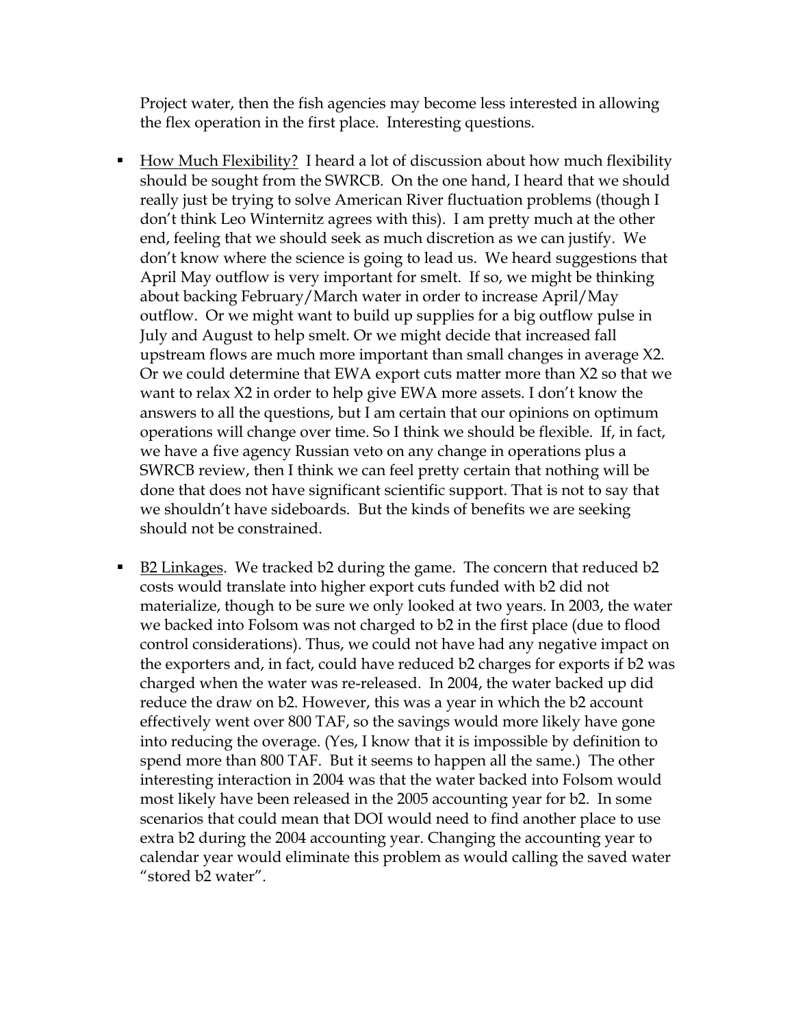Project water, then the fish agencies may become less interested in allowing the flex operation in the first place. Interesting questions.

- How Much Flexibility? I heard a lot of discussion about how much flexibility should be sought from the SWRCB. On the one hand, I heard that we should really just be trying to solve American River fluctuation problems (though I don't think Leo Winternitz agrees with this). I am pretty much at the other end, feeling that we should seek as much discretion as we can justify. We don't know where the science is going to lead us. We heard suggestions that April May outflow is very important for smelt. If so, we might be thinking about backing February/March water in order to increase April/May outflow. Or we might want to build up supplies for a big outflow pulse in July and August to help smelt. Or we might decide that increased fall upstream flows are much more important than small changes in average X2. Or we could determine that EWA export cuts matter more than X2 so that we want to relax X2 in order to help give EWA more assets. I don't know the answers to all the questions, but I am certain that our opinions on optimum operations will change over time. So I think we should be flexible. If, in fact, we have a five agency Russian veto on any change in operations plus a SWRCB review, then I think we can feel pretty certain that nothing will be done that does not have significant scientific support. That is not to say that we shouldn't have sideboards. But the kinds of benefits we are seeking should not be constrained.

- B2 Linkages. We tracked b2 during the game. The concern that reduced b2 costs would translate into higher export cuts funded with b2 did not materialize, though to be sure we only looked at two years. In 2003, the water we backed into Folsom was not charged to b2 in the first place (due to flood control considerations). Thus, we could not have had any negative impact on the exporters and, in fact, could have reduced b2 charges for exports if b2 was charged when the water was re-released. In 2004, the water backed up did reduce the draw on b2. However, this was a year in which the b2 account effectively went over 800 TAF, so the savings would more likely have gone into reducing the overage. (Yes, I know that it is impossible by definition to spend more than 800 TAF. But it seems to happen all the same.) The other interesting interaction in 2004 was that the water backed into Folsom would most likely have been released in the 2005 accounting year for b2. In some scenarios that could mean that DOI would need to find another place to use extra b2 during the 2004 accounting year. Changing the accounting year to calendar year would eliminate this problem as would calling the saved water "stored b2 water".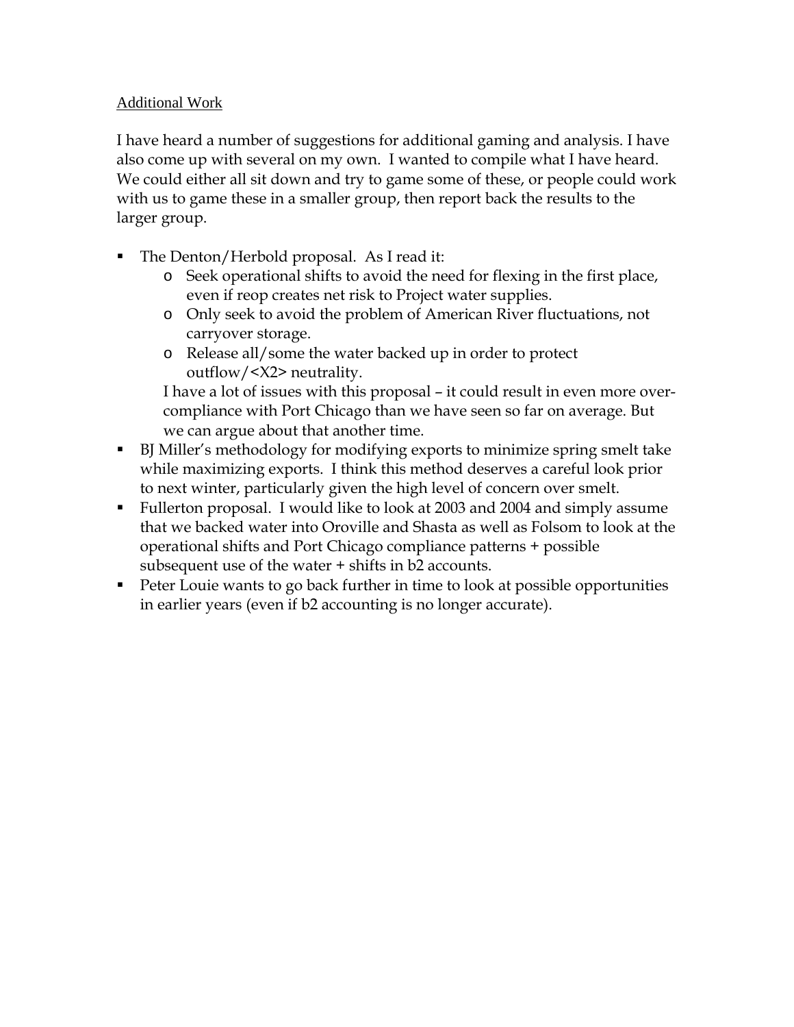Additional Work

I have heard a number of suggestions for additional gaming and analysis. I have also come up with several on my own. I wanted to compile what I have heard. We could either all sit down and try to game some of these, or people could work with us to game these in a smaller group, then report back the results to the larger group.

- The Denton/Herbold proposal. As I read it:
    - Seek operational shifts to avoid the need for flexing in the first place, even if reop creates net risk to Project water supplies.
    - Only seek to avoid the problem of American River fluctuations, not carryover storage.
    - Release all/some the water backed up in order to protect outflow/<X2> neutrality.

  I have a lot of issues with this proposal – it could result in even more over-compliance with Port Chicago than we have seen so far on average. But we can argue about that another time.
- BJ Miller's methodology for modifying exports to minimize spring smelt take while maximizing exports. I think this method deserves a careful look prior to next winter, particularly given the high level of concern over smelt.
- Fullerton proposal. I would like to look at 2003 and 2004 and simply assume that we backed water into Oroville and Shasta as well as Folsom to look at the operational shifts and Port Chicago compliance patterns + possible subsequent use of the water + shifts in b2 accounts.
- Peter Louie wants to go back further in time to look at possible opportunities in earlier years (even if b2 accounting is no longer accurate).